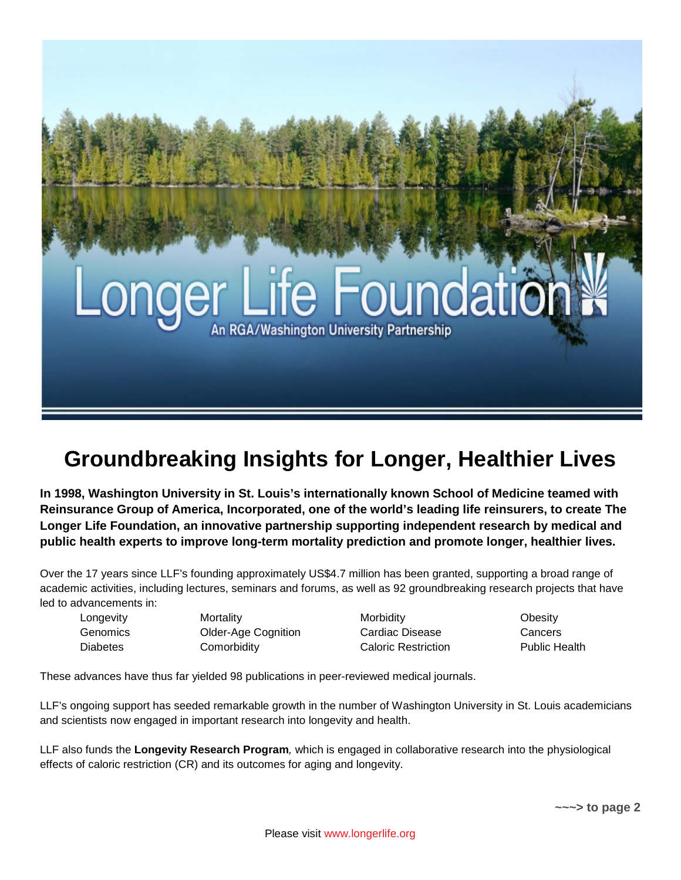# Longer Life Foundation

An RGA/Washington University Partnership

## Groundbreaking Insights for Longer, Healthier Lives

**In 1998, Washington University in St. Louis's internationally known School of Medicine teamed with Reinsurance Group of America, Incorporated, one of the world's leading life reinsurers, to create The Longer Life Foundation, an innovative partnership supporting independent research by medical and public health experts to improve long-term mortality prediction and promote longer, healthier lives.**

Over the 17 years since LLF's founding approximately US$4.7 million has been granted, supporting a broad range of academic activities, including lectures, seminars and forums, as well as 92 groundbreaking research projects that have led to advancements in:

| | | | |
|---|---|---|---|
| Longevity | Mortality | Morbidity | Obesity |
| Genomics | Older-Age Cognition | Cardiac Disease | Cancers |
| Diabetes | Comorbidity | Caloric Restriction | Public Health |

These advances have thus far yielded 98 publications in peer-reviewed medical journals.

LLF's ongoing support has seeded remarkable growth in the number of Washington University in St. Louis academicians and scientists now engaged in important research into longevity and health.

LLF also funds the **Longevity Research Program***,* which is engaged in collaborative research into the physiological effects of caloric restriction (CR) and its outcomes for aging and longevity.

**~~~> to page 2**

Please visit www.longerlife.org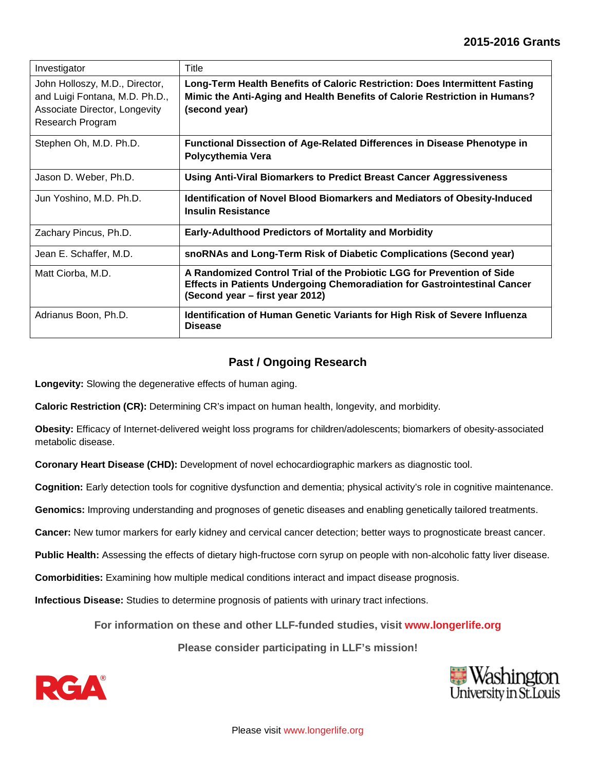## 2015-2016 Grants

| Investigator | Title |
|---|---|
| John Holloszy, M.D., Director, and Luigi Fontana, M.D. Ph.D., Associate Director, Longevity Research Program | **Long-Term Health Benefits of Caloric Restriction: Does Intermittent Fasting Mimic the Anti-Aging and Health Benefits of Calorie Restriction in Humans? (second year)** |
| Stephen Oh, M.D. Ph.D. | **Functional Dissection of Age-Related Differences in Disease Phenotype in Polycythemia Vera** |
| Jason D. Weber, Ph.D. | **Using Anti-Viral Biomarkers to Predict Breast Cancer Aggressiveness** |
| Jun Yoshino, M.D. Ph.D. | **Identification of Novel Blood Biomarkers and Mediators of Obesity-Induced Insulin Resistance** |
| Zachary Pincus, Ph.D. | **Early-Adulthood Predictors of Mortality and Morbidity** |
| Jean E. Schaffer, M.D. | **snoRNAs and Long-Term Risk of Diabetic Complications (Second year)** |
| Matt Ciorba, M.D. | **A Randomized Control Trial of the Probiotic LGG for Prevention of Side Effects in Patients Undergoing Chemoradiation for Gastrointestinal Cancer (Second year – first year 2012)** |
| Adrianus Boon, Ph.D. | **Identification of Human Genetic Variants for High Risk of Severe Influenza Disease** |

## Past / Ongoing Research

**Longevity:** Slowing the degenerative effects of human aging.

**Caloric Restriction (CR):** Determining CR's impact on human health, longevity, and morbidity.

**Obesity:** Efficacy of Internet-delivered weight loss programs for children/adolescents; biomarkers of obesity-associated metabolic disease.

**Coronary Heart Disease (CHD):** Development of novel echocardiographic markers as diagnostic tool.

**Cognition:** Early detection tools for cognitive dysfunction and dementia; physical activity's role in cognitive maintenance.

**Genomics:** Improving understanding and prognoses of genetic diseases and enabling genetically tailored treatments.

**Cancer:** New tumor markers for early kidney and cervical cancer detection; better ways to prognosticate breast cancer.

**Public Health:** Assessing the effects of dietary high-fructose corn syrup on people with non-alcoholic fatty liver disease.

**Comorbidities:** Examining how multiple medical conditions interact and impact disease prognosis.

**Infectious Disease:** Studies to determine prognosis of patients with urinary tract infections.

**For information on these and other LLF-funded studies, visit www.longerlife.org**

**Please consider participating in LLF's mission!**

RGA®

Washington University in St. Louis

Please visit www.longerlife.org